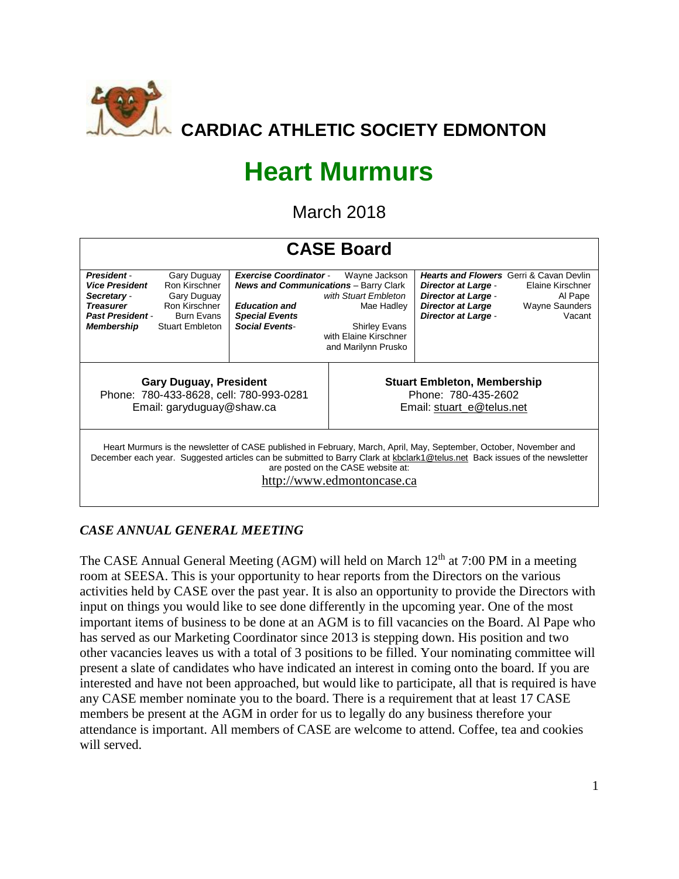# CARDIAC ATHLETIC SOCIETY EDMONTON

# Heart Murmurs

## March 2018

## CASE Board

| | | | | | |
|---|---|---|---|---|---|
| ***President*** - | Gary Duguay | ***Exercise Coordinator*** - | Wayne Jackson | ***Hearts and Flowers*** | Gerri & Cavan Devlin |
| ***Vice President*** | Ron Kirschner | ***News and Communications*** – Barry Clark *with Stuart Embleton* | | ***Director at Large*** - | Elaine Kirschner |
| ***Secretary*** - | Gary Duguay | | | ***Director at Large*** - | Al Pape |
| ***Treasurer*** | Ron Kirschner | ***Education and Special Events*** | Mae Hadley | ***Director at Large*** | Wayne Saunders |
| ***Past President*** - | Burn Evans | | | ***Director at Large*** - | Vacant |
| ***Membership*** | Stuart Embleton | ***Social Events***- | Shirley Evans with Elaine Kirschner and Marilynn Prusko | | |

**Gary Duguay, President**
Phone: 780-433-8628, cell: 780-993-0281
Email: garyduguay@shaw.ca

**Stuart Embleton, Membership**
Phone: 780-435-2602
Email: stuart_e@telus.net

Heart Murmurs is the newsletter of CASE published in February, March, April, May, September, October, November and December each year. Suggested articles can be submitted to Barry Clark at kbclark1@telus.net Back issues of the newsletter are posted on the CASE website at:
http://www.edmontoncase.ca

### *CASE ANNUAL GENERAL MEETING*

The CASE Annual General Meeting (AGM) will held on March 12th at 7:00 PM in a meeting room at SEESA. This is your opportunity to hear reports from the Directors on the various activities held by CASE over the past year. It is also an opportunity to provide the Directors with input on things you would like to see done differently in the upcoming year. One of the most important items of business to be done at an AGM is to fill vacancies on the Board. Al Pape who has served as our Marketing Coordinator since 2013 is stepping down. His position and two other vacancies leaves us with a total of 3 positions to be filled. Your nominating committee will present a slate of candidates who have indicated an interest in coming onto the board. If you are interested and have not been approached, but would like to participate, all that is required is have any CASE member nominate you to the board. There is a requirement that at least 17 CASE members be present at the AGM in order for us to legally do any business therefore your attendance is important. All members of CASE are welcome to attend. Coffee, tea and cookies will served.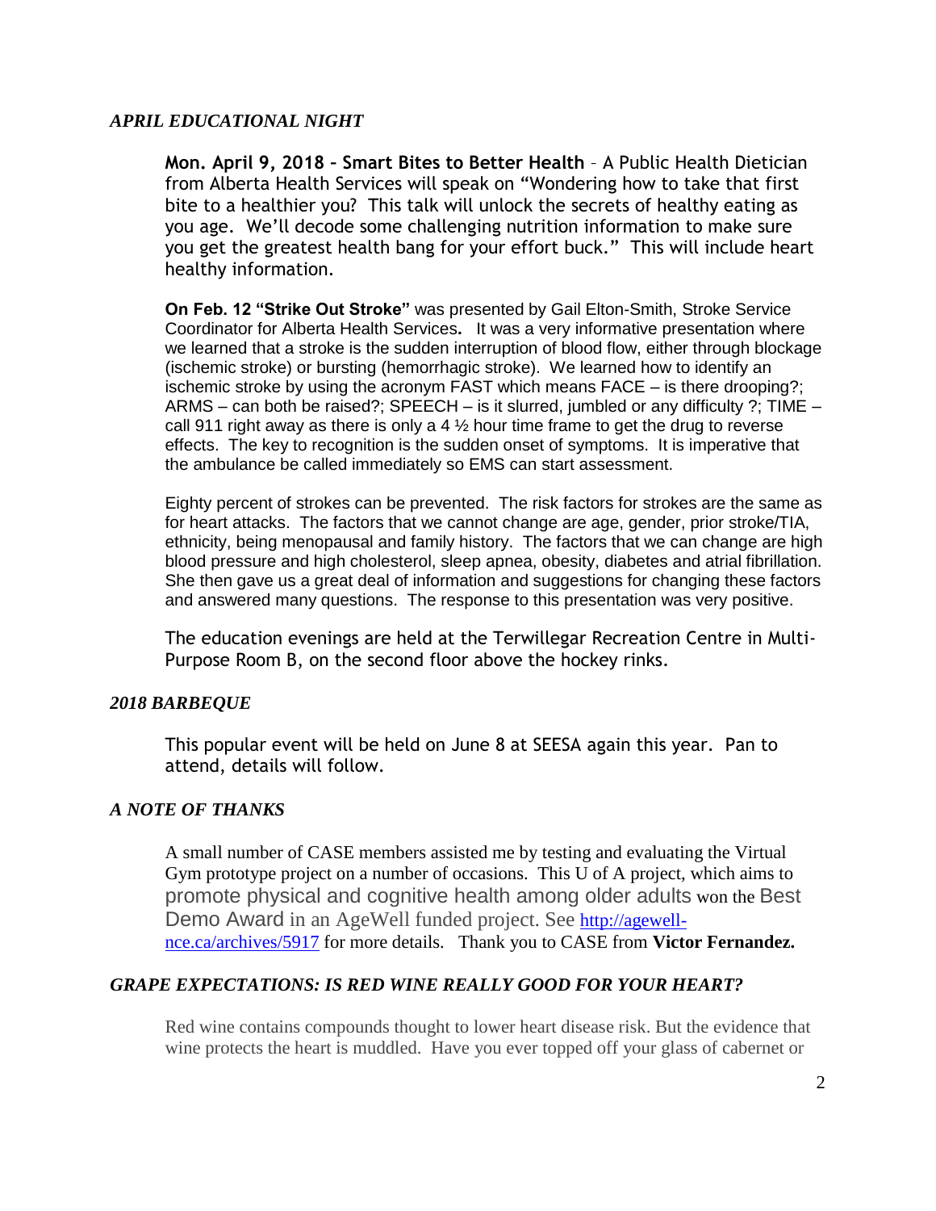## *APRIL EDUCATIONAL NIGHT*

**Mon. April 9, 2018 – Smart Bites to Better Health** – A Public Health Dietician from Alberta Health Services will speak on "Wondering how to take that first bite to a healthier you? This talk will unlock the secrets of healthy eating as you age. We'll decode some challenging nutrition information to make sure you get the greatest health bang for your effort buck." This will include heart healthy information.

**On Feb. 12 "Strike Out Stroke"** was presented by Gail Elton-Smith, Stroke Service Coordinator for Alberta Health Services**.** It was a very informative presentation where we learned that a stroke is the sudden interruption of blood flow, either through blockage (ischemic stroke) or bursting (hemorrhagic stroke). We learned how to identify an ischemic stroke by using the acronym FAST which means FACE – is there drooping?; ARMS – can both be raised?; SPEECH – is it slurred, jumbled or any difficulty ?; TIME – call 911 right away as there is only a 4 ½ hour time frame to get the drug to reverse effects. The key to recognition is the sudden onset of symptoms. It is imperative that the ambulance be called immediately so EMS can start assessment.

Eighty percent of strokes can be prevented. The risk factors for strokes are the same as for heart attacks. The factors that we cannot change are age, gender, prior stroke/TIA, ethnicity, being menopausal and family history. The factors that we can change are high blood pressure and high cholesterol, sleep apnea, obesity, diabetes and atrial fibrillation. She then gave us a great deal of information and suggestions for changing these factors and answered many questions. The response to this presentation was very positive.

The education evenings are held at the Terwillegar Recreation Centre in Multi-Purpose Room B, on the second floor above the hockey rinks.

## *2018 BARBEQUE*

This popular event will be held on June 8 at SEESA again this year. Pan to attend, details will follow.

## *A NOTE OF THANKS*

A small number of CASE members assisted me by testing and evaluating the Virtual Gym prototype project on a number of occasions. This U of A project, which aims to promote physical and cognitive health among older adults won the Best Demo Award in an AgeWell funded project. See [http://agewell-nce.ca/archives/5917](http://agewell-nce.ca/archives/5917) for more details. Thank you to CASE from **Victor Fernandez.**

## *GRAPE EXPECTATIONS: IS RED WINE REALLY GOOD FOR YOUR HEART?*

Red wine contains compounds thought to lower heart disease risk. But the evidence that wine protects the heart is muddled. Have you ever topped off your glass of cabernet or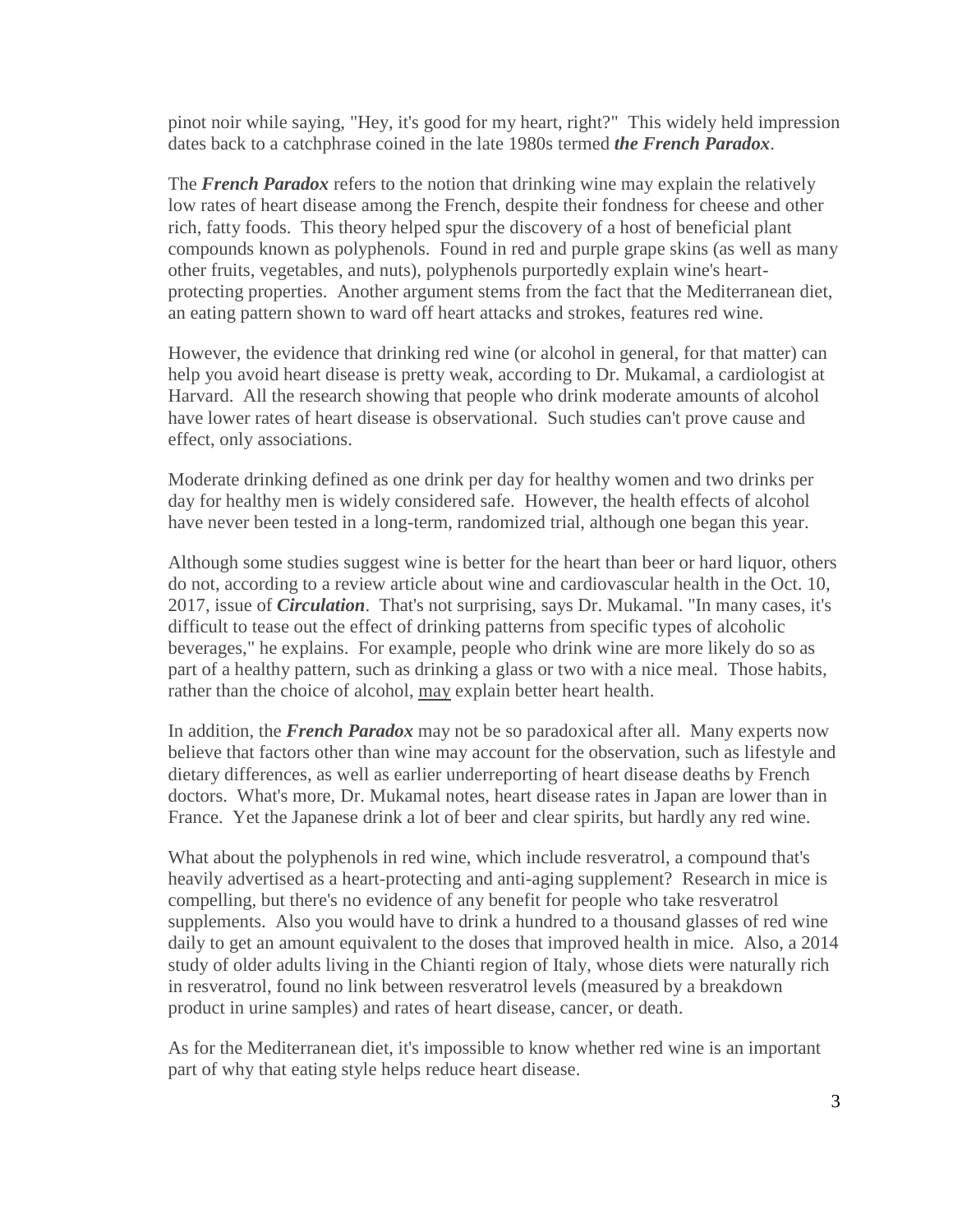pinot noir while saying, "Hey, it's good for my heart, right?" This widely held impression dates back to a catchphrase coined in the late 1980s termed ***the French Paradox***.

The ***French Paradox*** refers to the notion that drinking wine may explain the relatively low rates of heart disease among the French, despite their fondness for cheese and other rich, fatty foods. This theory helped spur the discovery of a host of beneficial plant compounds known as polyphenols. Found in red and purple grape skins (as well as many other fruits, vegetables, and nuts), polyphenols purportedly explain wine's heart-protecting properties. Another argument stems from the fact that the Mediterranean diet, an eating pattern shown to ward off heart attacks and strokes, features red wine.

However, the evidence that drinking red wine (or alcohol in general, for that matter) can help you avoid heart disease is pretty weak, according to Dr. Mukamal, a cardiologist at Harvard. All the research showing that people who drink moderate amounts of alcohol have lower rates of heart disease is observational. Such studies can't prove cause and effect, only associations.

Moderate drinking defined as one drink per day for healthy women and two drinks per day for healthy men is widely considered safe. However, the health effects of alcohol have never been tested in a long-term, randomized trial, although one began this year.

Although some studies suggest wine is better for the heart than beer or hard liquor, others do not, according to a review article about wine and cardiovascular health in the Oct. 10, 2017, issue of ***Circulation***. That's not surprising, says Dr. Mukamal. "In many cases, it's difficult to tease out the effect of drinking patterns from specific types of alcoholic beverages," he explains. For example, people who drink wine are more likely do so as part of a healthy pattern, such as drinking a glass or two with a nice meal. Those habits, rather than the choice of alcohol, <u>may</u> explain better heart health.

In addition, the ***French Paradox*** may not be so paradoxical after all. Many experts now believe that factors other than wine may account for the observation, such as lifestyle and dietary differences, as well as earlier underreporting of heart disease deaths by French doctors. What's more, Dr. Mukamal notes, heart disease rates in Japan are lower than in France. Yet the Japanese drink a lot of beer and clear spirits, but hardly any red wine.

What about the polyphenols in red wine, which include resveratrol, a compound that's heavily advertised as a heart-protecting and anti-aging supplement? Research in mice is compelling, but there's no evidence of any benefit for people who take resveratrol supplements. Also you would have to drink a hundred to a thousand glasses of red wine daily to get an amount equivalent to the doses that improved health in mice. Also, a 2014 study of older adults living in the Chianti region of Italy, whose diets were naturally rich in resveratrol, found no link between resveratrol levels (measured by a breakdown product in urine samples) and rates of heart disease, cancer, or death.

As for the Mediterranean diet, it's impossible to know whether red wine is an important part of why that eating style helps reduce heart disease.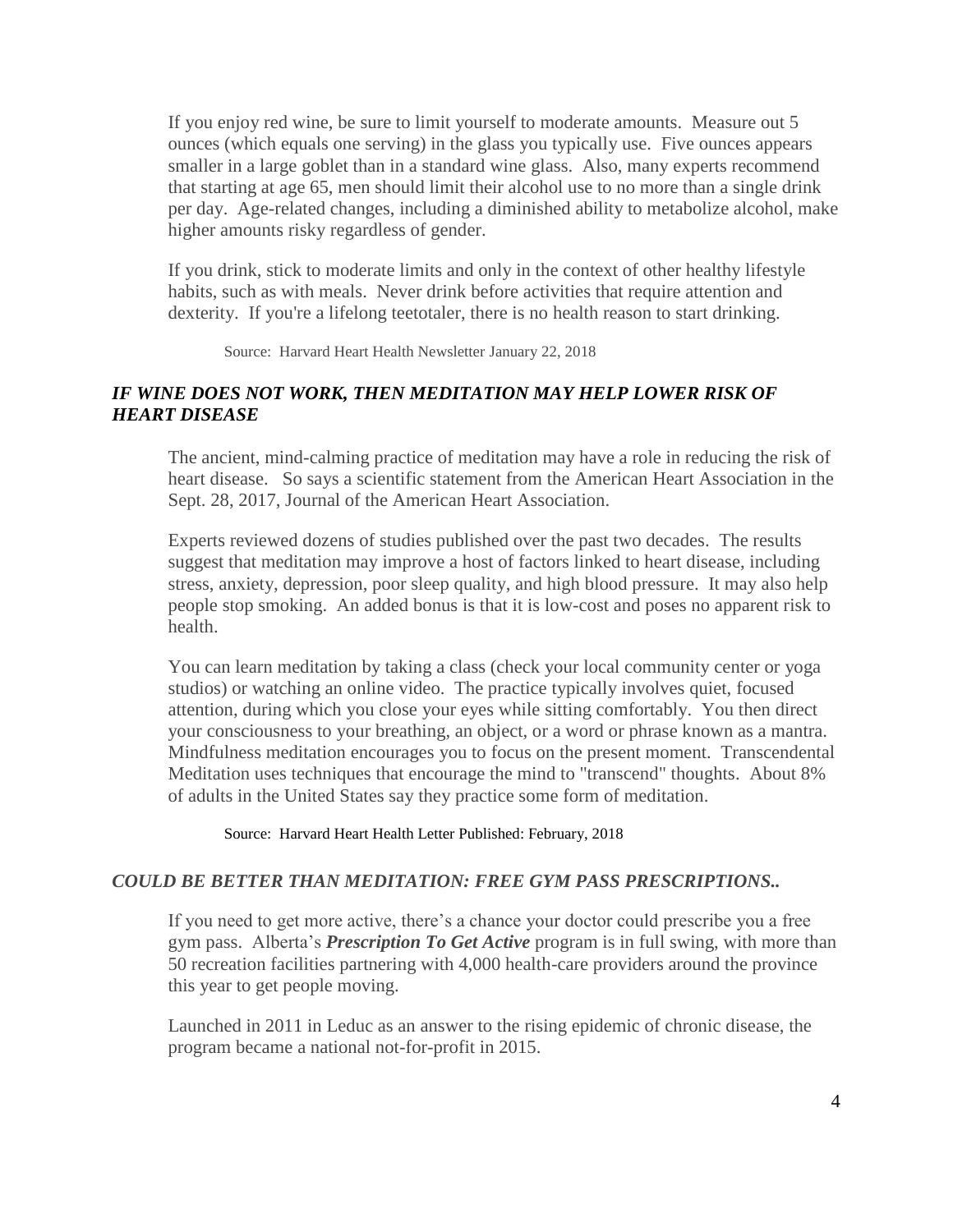If you enjoy red wine, be sure to limit yourself to moderate amounts. Measure out 5 ounces (which equals one serving) in the glass you typically use. Five ounces appears smaller in a large goblet than in a standard wine glass. Also, many experts recommend that starting at age 65, men should limit their alcohol use to no more than a single drink per day. Age-related changes, including a diminished ability to metabolize alcohol, make higher amounts risky regardless of gender.

If you drink, stick to moderate limits and only in the context of other healthy lifestyle habits, such as with meals. Never drink before activities that require attention and dexterity. If you're a lifelong teetotaler, there is no health reason to start drinking.

Source: Harvard Heart Health Newsletter January 22, 2018

### *IF WINE DOES NOT WORK, THEN MEDITATION MAY HELP LOWER RISK OF HEART DISEASE*

The ancient, mind-calming practice of meditation may have a role in reducing the risk of heart disease. So says a scientific statement from the American Heart Association in the Sept. 28, 2017, Journal of the American Heart Association.

Experts reviewed dozens of studies published over the past two decades. The results suggest that meditation may improve a host of factors linked to heart disease, including stress, anxiety, depression, poor sleep quality, and high blood pressure. It may also help people stop smoking. An added bonus is that it is low-cost and poses no apparent risk to health.

You can learn meditation by taking a class (check your local community center or yoga studios) or watching an online video. The practice typically involves quiet, focused attention, during which you close your eyes while sitting comfortably. You then direct your consciousness to your breathing, an object, or a word or phrase known as a mantra. Mindfulness meditation encourages you to focus on the present moment. Transcendental Meditation uses techniques that encourage the mind to "transcend" thoughts. About 8% of adults in the United States say they practice some form of meditation.

Source: Harvard Heart Health Letter Published: February, 2018

### *COULD BE BETTER THAN MEDITATION: FREE GYM PASS PRESCRIPTIONS..*

If you need to get more active, there's a chance your doctor could prescribe you a free gym pass. Alberta's ***Prescription To Get Active*** program is in full swing, with more than 50 recreation facilities partnering with 4,000 health-care providers around the province this year to get people moving.

Launched in 2011 in Leduc as an answer to the rising epidemic of chronic disease, the program became a national not-for-profit in 2015.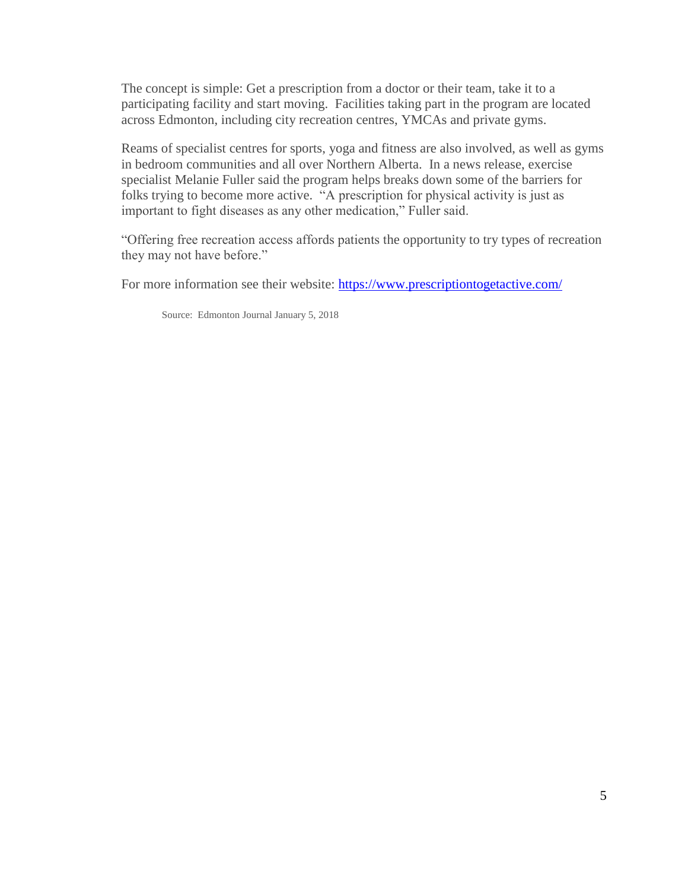The concept is simple: Get a prescription from a doctor or their team, take it to a participating facility and start moving. Facilities taking part in the program are located across Edmonton, including city recreation centres, YMCAs and private gyms.

Reams of specialist centres for sports, yoga and fitness are also involved, as well as gyms in bedroom communities and all over Northern Alberta. In a news release, exercise specialist Melanie Fuller said the program helps breaks down some of the barriers for folks trying to become more active. "A prescription for physical activity is just as important to fight diseases as any other medication," Fuller said.

"Offering free recreation access affords patients the opportunity to try types of recreation they may not have before."

For more information see their website: [https://www.prescriptiontogetactive.com/](https://www.prescriptiontogetactive.com/)

Source: Edmonton Journal January 5, 2018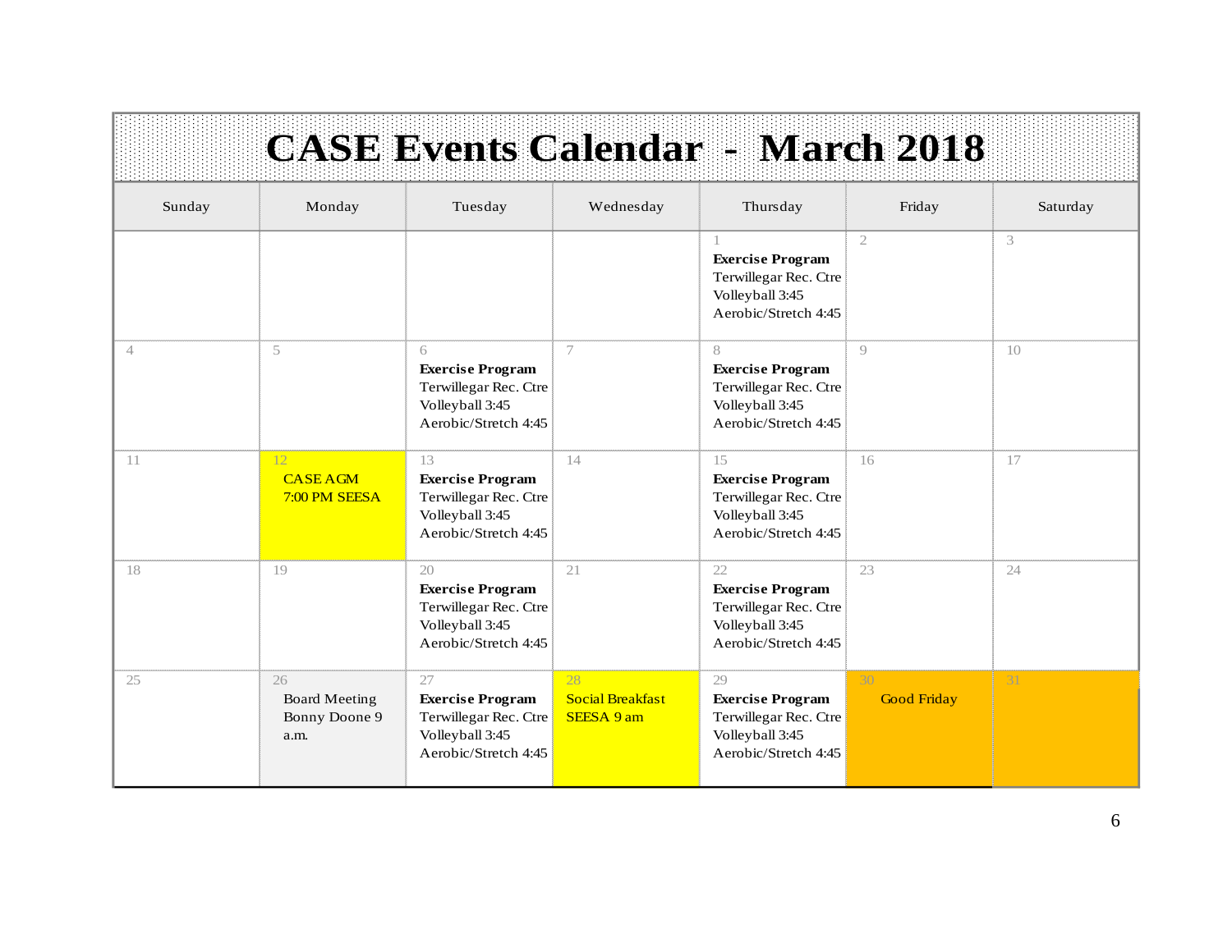# CASE Events Calendar - March 2018

| Sunday | Monday | Tuesday | Wednesday | Thursday | Friday | Saturday |
|---|---|---|---|---|---|---|
| | | | | 1 **Exercise Program** Terwillegar Rec. Ctre Volleyball 3:45 Aerobic/Stretch 4:45 | 2 | 3 |
| 4 | 5 | 6 **Exercise Program** Terwillegar Rec. Ctre Volleyball 3:45 Aerobic/Stretch 4:45 | 7 | 8 **Exercise Program** Terwillegar Rec. Ctre Volleyball 3:45 Aerobic/Stretch 4:45 | 9 | 10 |
| 11 | 12 CASE AGM 7:00 PM SEESA | 13 **Exercise Program** Terwillegar Rec. Ctre Volleyball 3:45 Aerobic/Stretch 4:45 | 14 | 15 **Exercise Program** Terwillegar Rec. Ctre Volleyball 3:45 Aerobic/Stretch 4:45 | 16 | 17 |
| 18 | 19 | 20 **Exercise Program** Terwillegar Rec. Ctre Volleyball 3:45 Aerobic/Stretch 4:45 | 21 | 22 **Exercise Program** Terwillegar Rec. Ctre Volleyball 3:45 Aerobic/Stretch 4:45 | 23 | 24 |
| 25 | 26 Board Meeting Bonny Doone 9 a.m. | 27 **Exercise Program** Terwillegar Rec. Ctre Volleyball 3:45 Aerobic/Stretch 4:45 | 28 Social Breakfast SEESA 9 am | 29 **Exercise Program** Terwillegar Rec. Ctre Volleyball 3:45 Aerobic/Stretch 4:45 | 30 Good Friday | 31 |